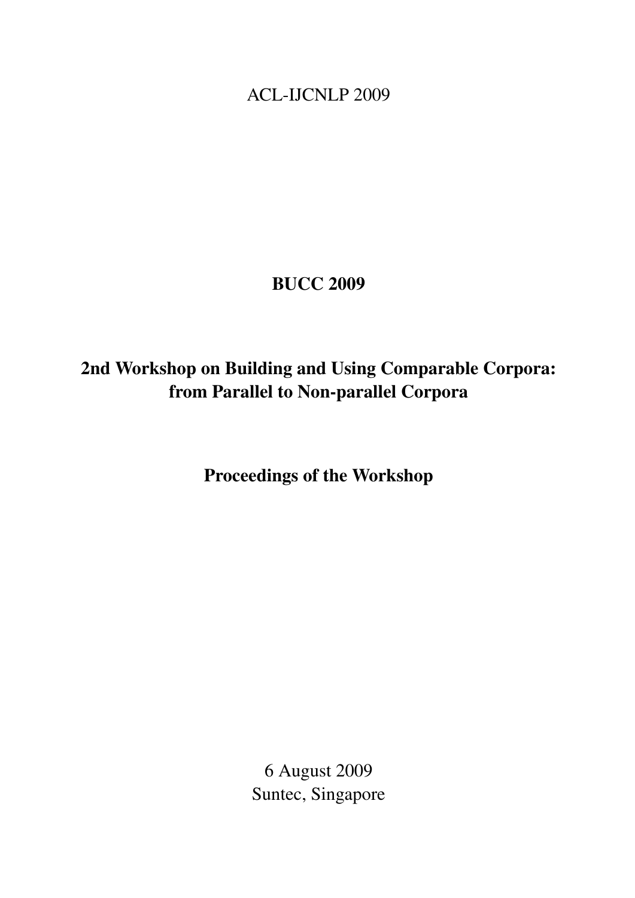ACL-IJCNLP 2009

**BUCC 2009**

**2nd Workshop on Building and Using Comparable Corpora: from Parallel to Non-parallel Corpora**

**Proceedings of the Workshop**

6 August 2009
Suntec, Singapore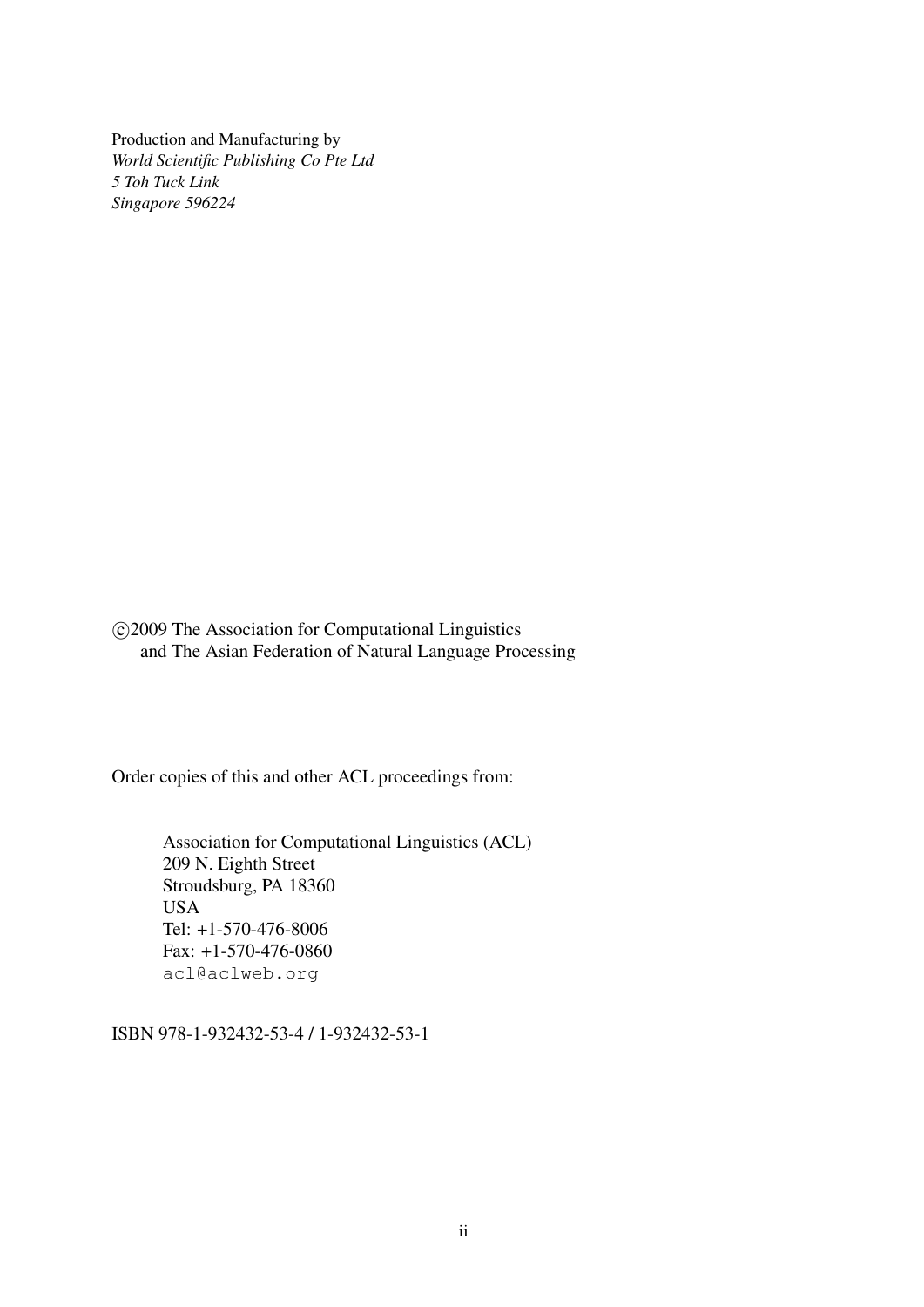Production and Manufacturing by  
*World Scientific Publishing Co Pte Ltd*  
*5 Toh Tuck Link*  
*Singapore 596224*

©2009 The Association for Computational Linguistics  
and The Asian Federation of Natural Language Processing

Order copies of this and other ACL proceedings from:

Association for Computational Linguistics (ACL)  
209 N. Eighth Street  
Stroudsburg, PA 18360  
USA  
Tel: +1-570-476-8006  
Fax: +1-570-476-0860  
acl@aclweb.org

ISBN 978-1-932432-53-4 / 1-932432-53-1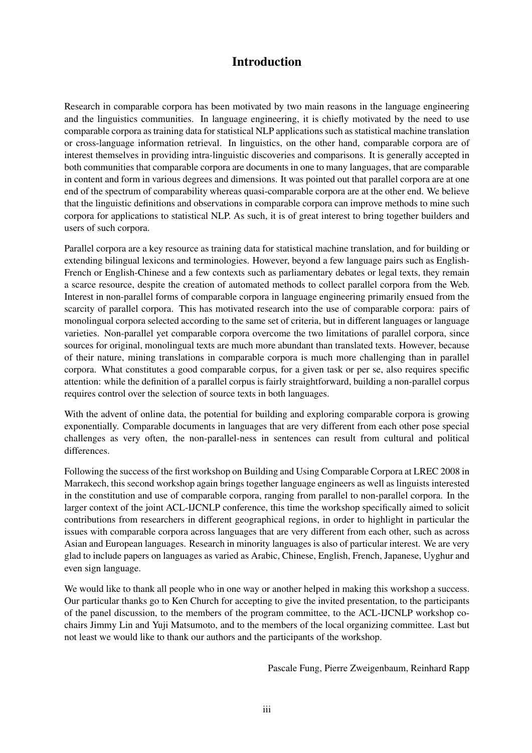# Introduction

Research in comparable corpora has been motivated by two main reasons in the language engineering and the linguistics communities. In language engineering, it is chiefly motivated by the need to use comparable corpora as training data for statistical NLP applications such as statistical machine translation or cross-language information retrieval. In linguistics, on the other hand, comparable corpora are of interest themselves in providing intra-linguistic discoveries and comparisons. It is generally accepted in both communities that comparable corpora are documents in one to many languages, that are comparable in content and form in various degrees and dimensions. It was pointed out that parallel corpora are at one end of the spectrum of comparability whereas quasi-comparable corpora are at the other end. We believe that the linguistic definitions and observations in comparable corpora can improve methods to mine such corpora for applications to statistical NLP. As such, it is of great interest to bring together builders and users of such corpora.

Parallel corpora are a key resource as training data for statistical machine translation, and for building or extending bilingual lexicons and terminologies. However, beyond a few language pairs such as English-French or English-Chinese and a few contexts such as parliamentary debates or legal texts, they remain a scarce resource, despite the creation of automated methods to collect parallel corpora from the Web. Interest in non-parallel forms of comparable corpora in language engineering primarily ensued from the scarcity of parallel corpora. This has motivated research into the use of comparable corpora: pairs of monolingual corpora selected according to the same set of criteria, but in different languages or language varieties. Non-parallel yet comparable corpora overcome the two limitations of parallel corpora, since sources for original, monolingual texts are much more abundant than translated texts. However, because of their nature, mining translations in comparable corpora is much more challenging than in parallel corpora. What constitutes a good comparable corpus, for a given task or per se, also requires specific attention: while the definition of a parallel corpus is fairly straightforward, building a non-parallel corpus requires control over the selection of source texts in both languages.

With the advent of online data, the potential for building and exploring comparable corpora is growing exponentially. Comparable documents in languages that are very different from each other pose special challenges as very often, the non-parallel-ness in sentences can result from cultural and political differences.

Following the success of the first workshop on Building and Using Comparable Corpora at LREC 2008 in Marrakech, this second workshop again brings together language engineers as well as linguists interested in the constitution and use of comparable corpora, ranging from parallel to non-parallel corpora. In the larger context of the joint ACL-IJCNLP conference, this time the workshop specifically aimed to solicit contributions from researchers in different geographical regions, in order to highlight in particular the issues with comparable corpora across languages that are very different from each other, such as across Asian and European languages. Research in minority languages is also of particular interest. We are very glad to include papers on languages as varied as Arabic, Chinese, English, French, Japanese, Uyghur and even sign language.

We would like to thank all people who in one way or another helped in making this workshop a success. Our particular thanks go to Ken Church for accepting to give the invited presentation, to the participants of the panel discussion, to the members of the program committee, to the ACL-IJCNLP workshop co-chairs Jimmy Lin and Yuji Matsumoto, and to the members of the local organizing committee. Last but not least we would like to thank our authors and the participants of the workshop.

Pascale Fung, Pierre Zweigenbaum, Reinhard Rapp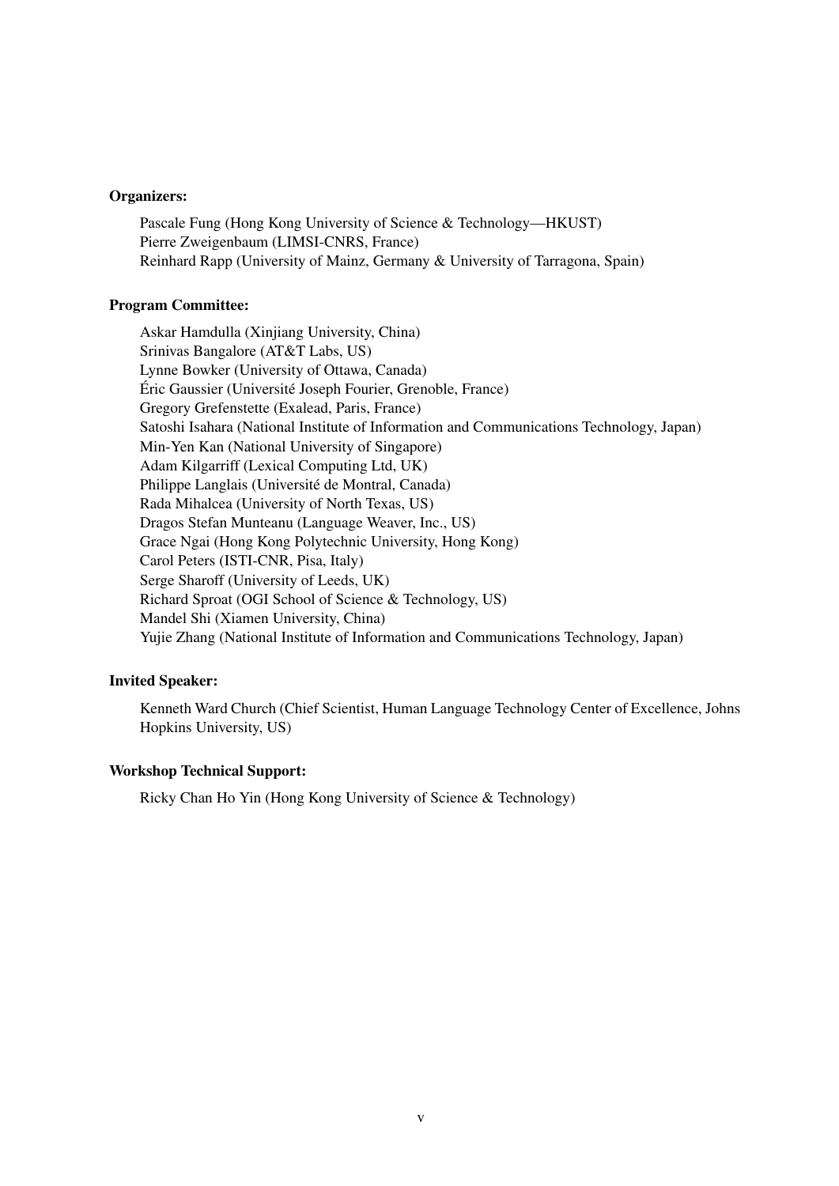**Organizers:**

Pascale Fung (Hong Kong University of Science & Technology—HKUST)
Pierre Zweigenbaum (LIMSI-CNRS, France)
Reinhard Rapp (University of Mainz, Germany & University of Tarragona, Spain)

**Program Committee:**

Askar Hamdulla (Xinjiang University, China)
Srinivas Bangalore (AT&T Labs, US)
Lynne Bowker (University of Ottawa, Canada)
Éric Gaussier (Université Joseph Fourier, Grenoble, France)
Gregory Grefenstette (Exalead, Paris, France)
Satoshi Isahara (National Institute of Information and Communications Technology, Japan)
Min-Yen Kan (National University of Singapore)
Adam Kilgarriff (Lexical Computing Ltd, UK)
Philippe Langlais (Université de Montral, Canada)
Rada Mihalcea (University of North Texas, US)
Dragos Stefan Munteanu (Language Weaver, Inc., US)
Grace Ngai (Hong Kong Polytechnic University, Hong Kong)
Carol Peters (ISTI-CNR, Pisa, Italy)
Serge Sharoff (University of Leeds, UK)
Richard Sproat (OGI School of Science & Technology, US)
Mandel Shi (Xiamen University, China)
Yujie Zhang (National Institute of Information and Communications Technology, Japan)

**Invited Speaker:**

Kenneth Ward Church (Chief Scientist, Human Language Technology Center of Excellence, Johns Hopkins University, US)

**Workshop Technical Support:**

Ricky Chan Ho Yin (Hong Kong University of Science & Technology)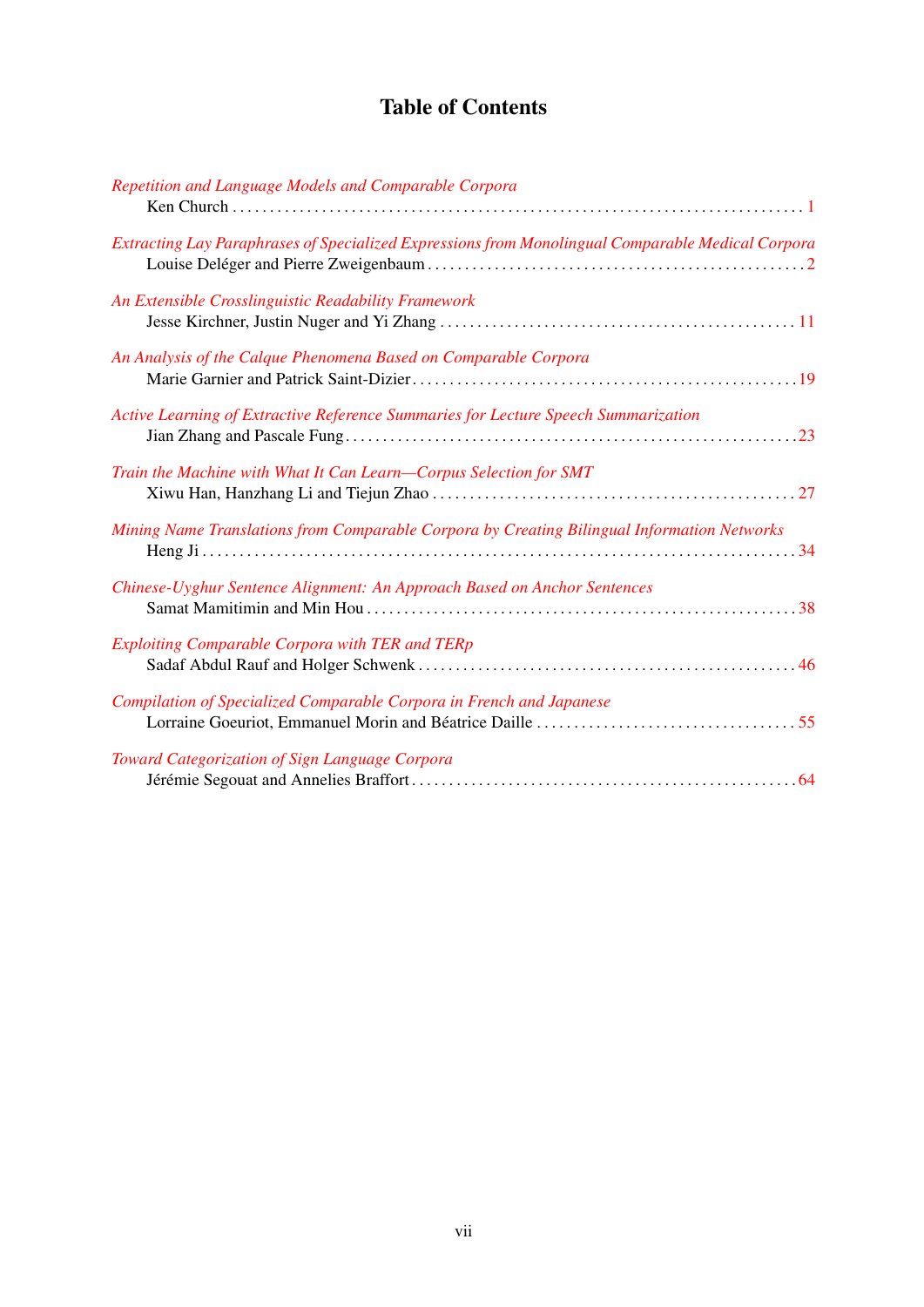# Table of Contents

*Repetition and Language Models and Comparable Corpora*
Ken Church . . . . . . . . . . . . . . . . . . . . . . . . . . . . . . . . . . . . . . . . . . . . . . . . . . . . . . . . . . . 1

*Extracting Lay Paraphrases of Specialized Expressions from Monolingual Comparable Medical Corpora*
Louise Deléger and Pierre Zweigenbaum . . . . . . . . . . . . . . . . . . . . . . . . . . . . . . . . . . . . . . . . . . 2

*An Extensible Crosslinguistic Readability Framework*
Jesse Kirchner, Justin Nuger and Yi Zhang . . . . . . . . . . . . . . . . . . . . . . . . . . . . . . . . . . . . . . . 11

*An Analysis of the Calque Phenomena Based on Comparable Corpora*
Marie Garnier and Patrick Saint-Dizier . . . . . . . . . . . . . . . . . . . . . . . . . . . . . . . . . . . . . . . . . . 19

*Active Learning of Extractive Reference Summaries for Lecture Speech Summarization*
Jian Zhang and Pascale Fung . . . . . . . . . . . . . . . . . . . . . . . . . . . . . . . . . . . . . . . . . . . . . . . . . . 23

*Train the Machine with What It Can Learn—Corpus Selection for SMT*
Xiwu Han, Hanzhang Li and Tiejun Zhao . . . . . . . . . . . . . . . . . . . . . . . . . . . . . . . . . . . . . . . . . 27

*Mining Name Translations from Comparable Corpora by Creating Bilingual Information Networks*
Heng Ji . . . . . . . . . . . . . . . . . . . . . . . . . . . . . . . . . . . . . . . . . . . . . . . . . . . . . . . . . . . . . . . . . . 34

*Chinese-Uyghur Sentence Alignment: An Approach Based on Anchor Sentences*
Samat Mamitimin and Min Hou . . . . . . . . . . . . . . . . . . . . . . . . . . . . . . . . . . . . . . . . . . . . . . . . . 38

*Exploiting Comparable Corpora with TER and TERp*
Sadaf Abdul Rauf and Holger Schwenk . . . . . . . . . . . . . . . . . . . . . . . . . . . . . . . . . . . . . . . . . . . 46

*Compilation of Specialized Comparable Corpora in French and Japanese*
Lorraine Goeuriot, Emmanuel Morin and Béatrice Daille . . . . . . . . . . . . . . . . . . . . . . . . . . . . . . 55

*Toward Categorization of Sign Language Corpora*
Jérémie Segouat and Annelies Braffort . . . . . . . . . . . . . . . . . . . . . . . . . . . . . . . . . . . . . . . . . . . 64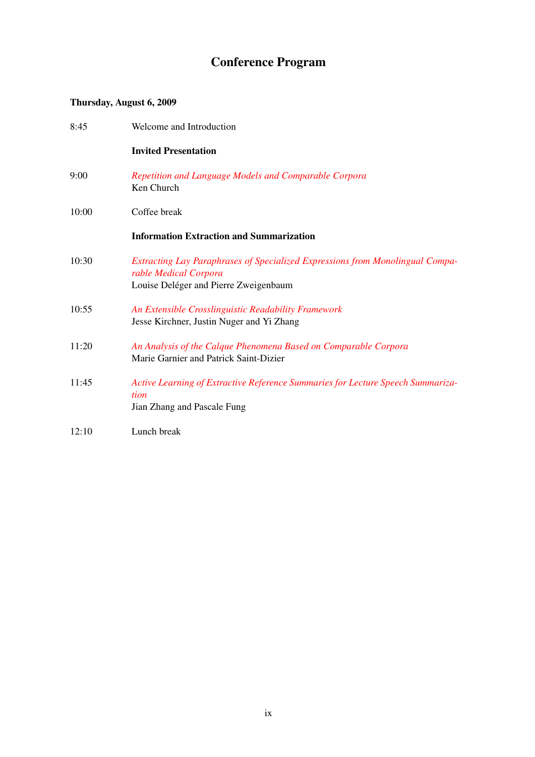# Conference Program

**Thursday, August 6, 2009**

8:45 Welcome and Introduction

**Invited Presentation**

9:00 *Repetition and Language Models and Comparable Corpora*
Ken Church

10:00 Coffee break

**Information Extraction and Summarization**

10:30 *Extracting Lay Paraphrases of Specialized Expressions from Monolingual Comparable Medical Corpora*
Louise Deléger and Pierre Zweigenbaum

10:55 *An Extensible Crosslinguistic Readability Framework*
Jesse Kirchner, Justin Nuger and Yi Zhang

11:20 *An Analysis of the Calque Phenomena Based on Comparable Corpora*
Marie Garnier and Patrick Saint-Dizier

11:45 *Active Learning of Extractive Reference Summaries for Lecture Speech Summarization*
Jian Zhang and Pascale Fung

12:10 Lunch break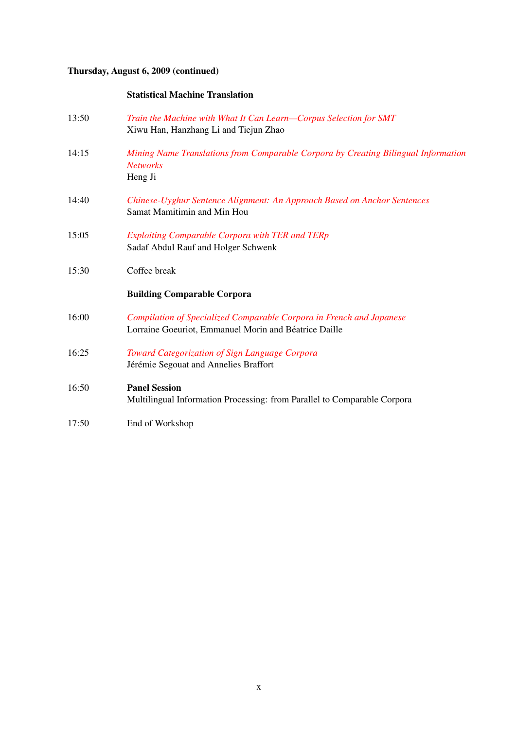**Thursday, August 6, 2009 (continued)**

**Statistical Machine Translation**

13:50 *Train the Machine with What It Can Learn—Corpus Selection for SMT*
Xiwu Han, Hanzhang Li and Tiejun Zhao

14:15 *Mining Name Translations from Comparable Corpora by Creating Bilingual Information Networks*
Heng Ji

14:40 *Chinese-Uyghur Sentence Alignment: An Approach Based on Anchor Sentences*
Samat Mamitimin and Min Hou

15:05 *Exploiting Comparable Corpora with TER and TERp*
Sadaf Abdul Rauf and Holger Schwenk

15:30 Coffee break

**Building Comparable Corpora**

16:00 *Compilation of Specialized Comparable Corpora in French and Japanese*
Lorraine Goeuriot, Emmanuel Morin and Béatrice Daille

16:25 *Toward Categorization of Sign Language Corpora*
Jérémie Segouat and Annelies Braffort

16:50 **Panel Session**
Multilingual Information Processing: from Parallel to Comparable Corpora

17:50 End of Workshop